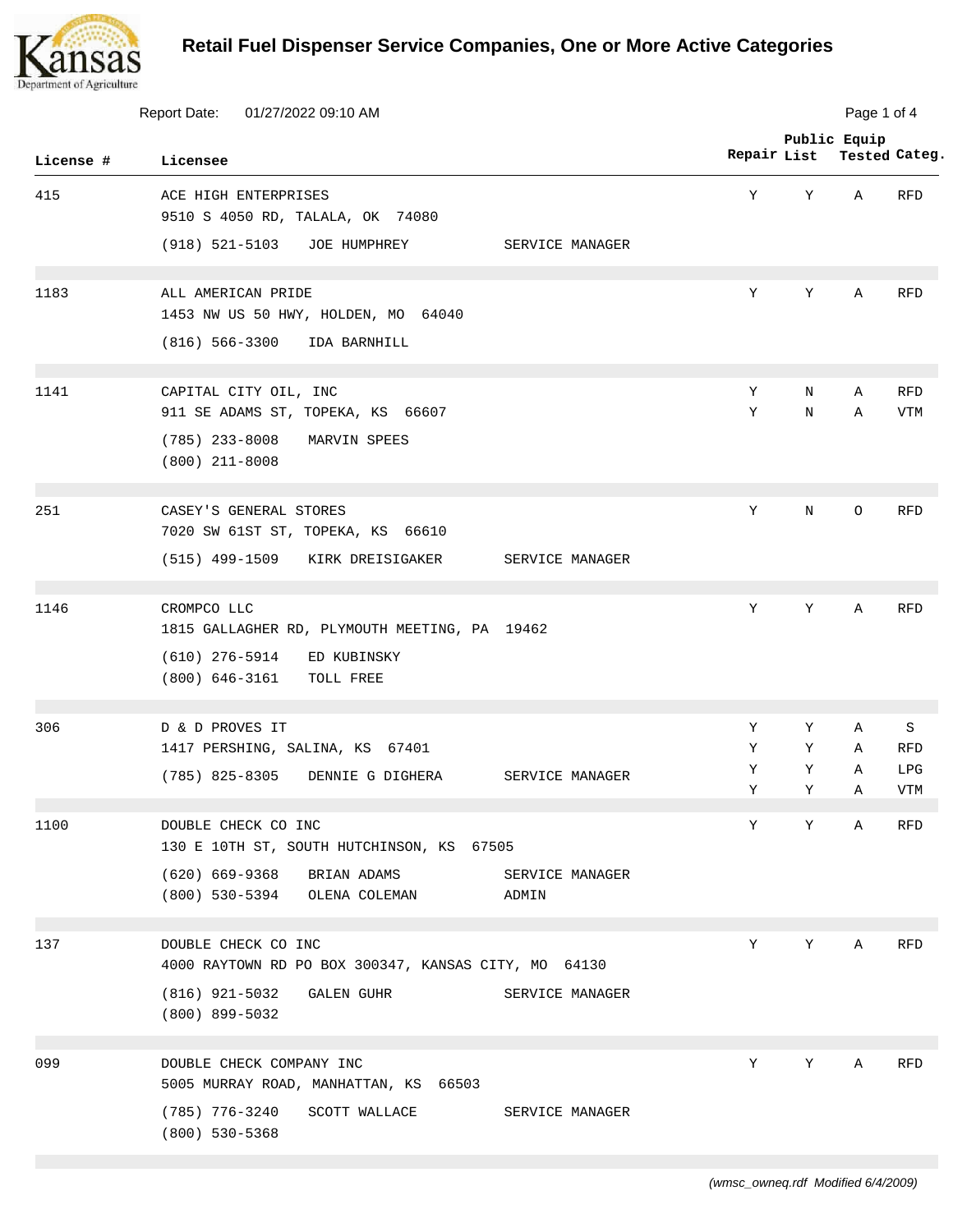# Retail Fuel Dispenser Service Companies, One or More Active Categories

Report Date: 01/27/2022 09:10 AM

| License # | Licensee | Repair | Public List | Equip Tested | Categ. |
|---|---|---|---|---|---|
| 415 | ACE HIGH ENTERPRISES<br>9510 S 4050 RD, TALALA, OK 74080<br>(918) 521-5103 JOE HUMPHREY SERVICE MANAGER | Y | Y | A | RFD |
| 1183 | ALL AMERICAN PRIDE<br>1453 NW US 50 HWY, HOLDEN, MO 64040<br>(816) 566-3300 IDA BARNHILL | Y | Y | A | RFD |
| 1141 | CAPITAL CITY OIL, INC<br>911 SE ADAMS ST, TOPEKA, KS 66607<br>(785) 233-8008 MARVIN SPEES<br>(800) 211-8008 | Y<br>Y | N<br>N | A<br>A | RFD<br>VTM |
| 251 | CASEY'S GENERAL STORES<br>7020 SW 61ST ST, TOPEKA, KS 66610<br>(515) 499-1509 KIRK DREISIGAKER SERVICE MANAGER | Y | N | O | RFD |
| 1146 | CROMPCO LLC<br>1815 GALLAGHER RD, PLYMOUTH MEETING, PA 19462<br>(610) 276-5914 ED KUBINSKY<br>(800) 646-3161 TOLL FREE | Y | Y | A | RFD |
| 306 | D & D PROVES IT<br>1417 PERSHING, SALINA, KS 67401<br>(785) 825-8305 DENNIE G DIGHERA SERVICE MANAGER | Y<br>Y<br>Y<br>Y | Y<br>Y<br>Y<br>Y | A<br>A<br>A<br>A | S<br>RFD<br>LPG<br>VTM |
| 1100 | DOUBLE CHECK CO INC<br>130 E 10TH ST, SOUTH HUTCHINSON, KS 67505<br>(620) 669-9368 BRIAN ADAMS SERVICE MANAGER<br>(800) 530-5394 OLENA COLEMAN ADMIN | Y | Y | A | RFD |
| 137 | DOUBLE CHECK CO INC<br>4000 RAYTOWN RD PO BOX 300347, KANSAS CITY, MO 64130<br>(816) 921-5032 GALEN GUHR SERVICE MANAGER<br>(800) 899-5032 | Y | Y | A | RFD |
| 099 | DOUBLE CHECK COMPANY INC<br>5005 MURRAY ROAD, MANHATTAN, KS 66503<br>(785) 776-3240 SCOTT WALLACE SERVICE MANAGER<br>(800) 530-5368 | Y | Y | A | RFD |

*(wmsc_owneq.rdf Modified 6/4/2009)*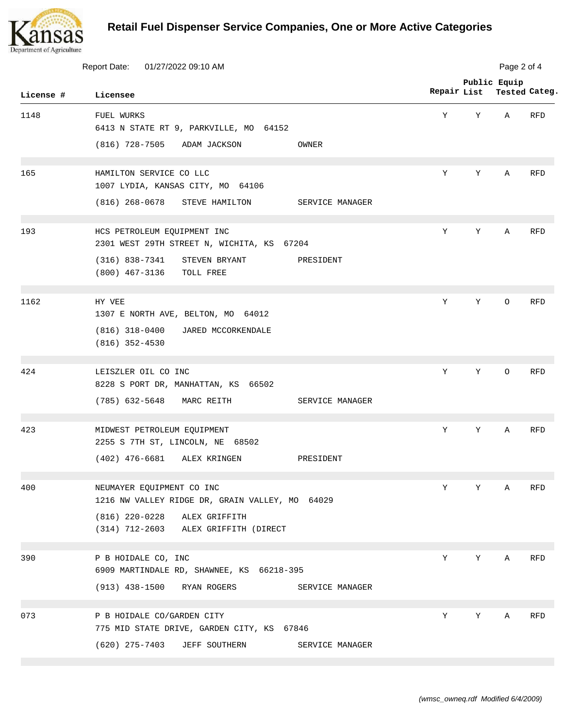# Retail Fuel Dispenser Service Companies, One or More Active Categories

Report Date: 01/27/2022 09:10 AM

| License # | Licensee | Repair | Public List | Equip Tested | Categ. |
|---|---|---|---|---|---|
| 1148 | FUEL WURKS<br>6413 N STATE RT 9, PARKVILLE, MO 64152<br>(816) 728-7505 ADAM JACKSON OWNER | Y | Y | A | RFD |
| 165 | HAMILTON SERVICE CO LLC<br>1007 LYDIA, KANSAS CITY, MO 64106<br>(816) 268-0678 STEVE HAMILTON SERVICE MANAGER | Y | Y | A | RFD |
| 193 | HCS PETROLEUM EQUIPMENT INC<br>2301 WEST 29TH STREET N, WICHITA, KS 67204<br>(316) 838-7341 STEVEN BRYANT PRESIDENT<br>(800) 467-3136 TOLL FREE | Y | Y | A | RFD |
| 1162 | HY VEE<br>1307 E NORTH AVE, BELTON, MO 64012<br>(816) 318-0400 JARED MCCORKENDALE<br>(816) 352-4530 | Y | Y | O | RFD |
| 424 | LEISZLER OIL CO INC<br>8228 S PORT DR, MANHATTAN, KS 66502<br>(785) 632-5648 MARC REITH SERVICE MANAGER | Y | Y | O | RFD |
| 423 | MIDWEST PETROLEUM EQUIPMENT<br>2255 S 7TH ST, LINCOLN, NE 68502<br>(402) 476-6681 ALEX KRINGEN PRESIDENT | Y | Y | A | RFD |
| 400 | NEUMAYER EQUIPMENT CO INC<br>1216 NW VALLEY RIDGE DR, GRAIN VALLEY, MO 64029<br>(816) 220-0228 ALEX GRIFFITH<br>(314) 712-2603 ALEX GRIFFITH (DIRECT | Y | Y | A | RFD |
| 390 | P B HOIDALE CO, INC<br>6909 MARTINDALE RD, SHAWNEE, KS 66218-395<br>(913) 438-1500 RYAN ROGERS SERVICE MANAGER | Y | Y | A | RFD |
| 073 | P B HOIDALE CO/GARDEN CITY<br>775 MID STATE DRIVE, GARDEN CITY, KS 67846<br>(620) 275-7403 JEFF SOUTHERN SERVICE MANAGER | Y | Y | A | RFD |

*(wmsc_owneq.rdf Modified 6/4/2009)*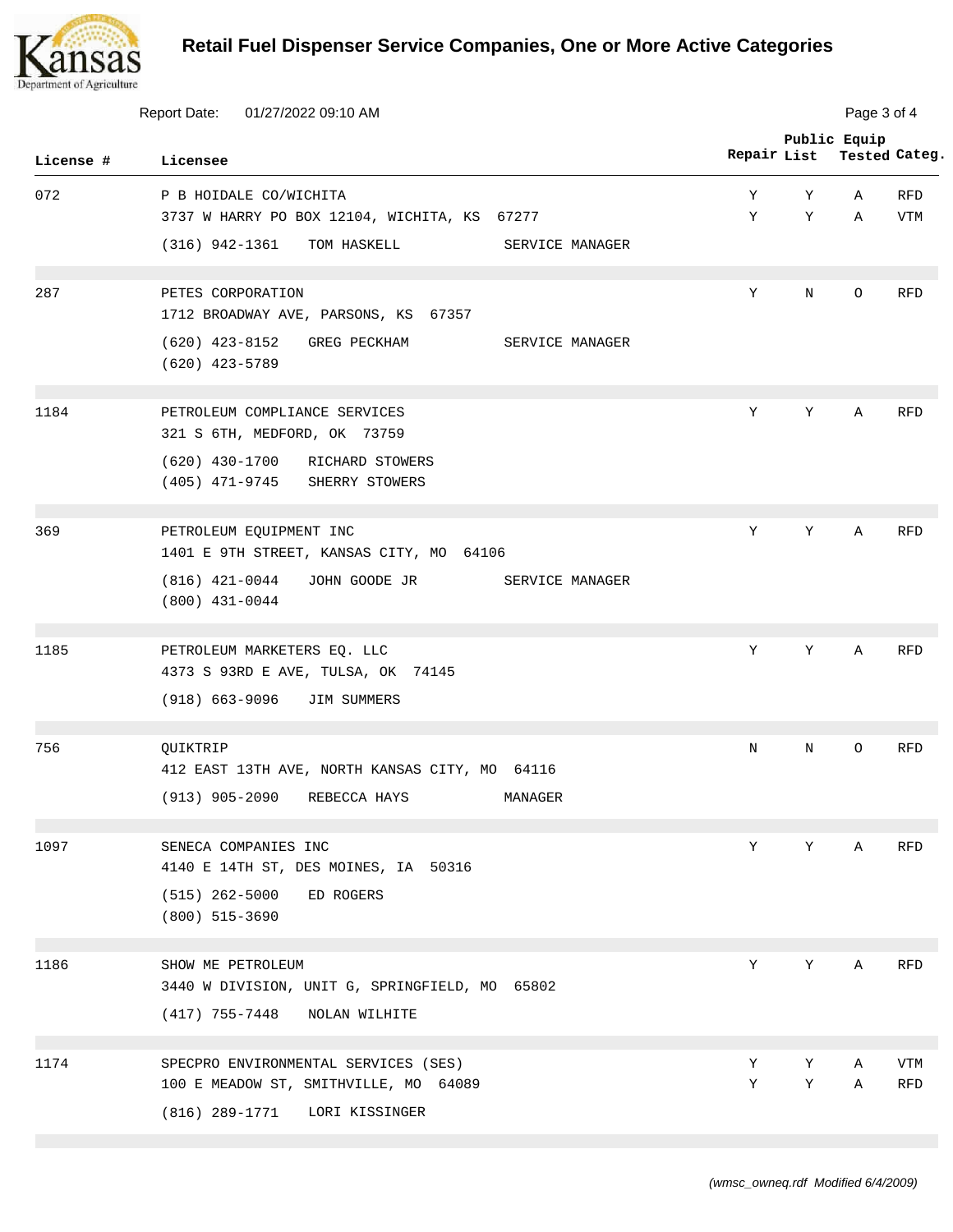# Retail Fuel Dispenser Service Companies, One or More Active Categories

Report Date: 01/27/2022 09:10 AM

| License # | Licensee | Repair | Public List | Equip Tested | Categ. |
|---|---|---|---|---|---|
| 072 | P B HOIDALE CO/WICHITA<br>3737 W HARRY PO BOX 12104, WICHITA, KS 67277<br>(316) 942-1361 TOM HASKELL SERVICE MANAGER | Y<br>Y | Y<br>Y | A<br>A | RFD<br>VTM |
| 287 | PETES CORPORATION<br>1712 BROADWAY AVE, PARSONS, KS 67357<br>(620) 423-8152 GREG PECKHAM SERVICE MANAGER<br>(620) 423-5789 | Y | N | O | RFD |
| 1184 | PETROLEUM COMPLIANCE SERVICES<br>321 S 6TH, MEDFORD, OK 73759<br>(620) 430-1700 RICHARD STOWERS<br>(405) 471-9745 SHERRY STOWERS | Y | Y | A | RFD |
| 369 | PETROLEUM EQUIPMENT INC<br>1401 E 9TH STREET, KANSAS CITY, MO 64106<br>(816) 421-0044 JOHN GOODE JR SERVICE MANAGER<br>(800) 431-0044 | Y | Y | A | RFD |
| 1185 | PETROLEUM MARKETERS EQ. LLC<br>4373 S 93RD E AVE, TULSA, OK 74145<br>(918) 663-9096 JIM SUMMERS | Y | Y | A | RFD |
| 756 | QUIKTRIP<br>412 EAST 13TH AVE, NORTH KANSAS CITY, MO 64116<br>(913) 905-2090 REBECCA HAYS MANAGER | N | N | O | RFD |
| 1097 | SENECA COMPANIES INC<br>4140 E 14TH ST, DES MOINES, IA 50316<br>(515) 262-5000 ED ROGERS<br>(800) 515-3690 | Y | Y | A | RFD |
| 1186 | SHOW ME PETROLEUM<br>3440 W DIVISION, UNIT G, SPRINGFIELD, MO 65802<br>(417) 755-7448 NOLAN WILHITE | Y | Y | A | RFD |
| 1174 | SPECPRO ENVIRONMENTAL SERVICES (SES)<br>100 E MEADOW ST, SMITHVILLE, MO 64089<br>(816) 289-1771 LORI KISSINGER | Y<br>Y | Y<br>Y | A<br>A | VTM<br>RFD |

*(wmsc_owneq.rdf Modified 6/4/2009)*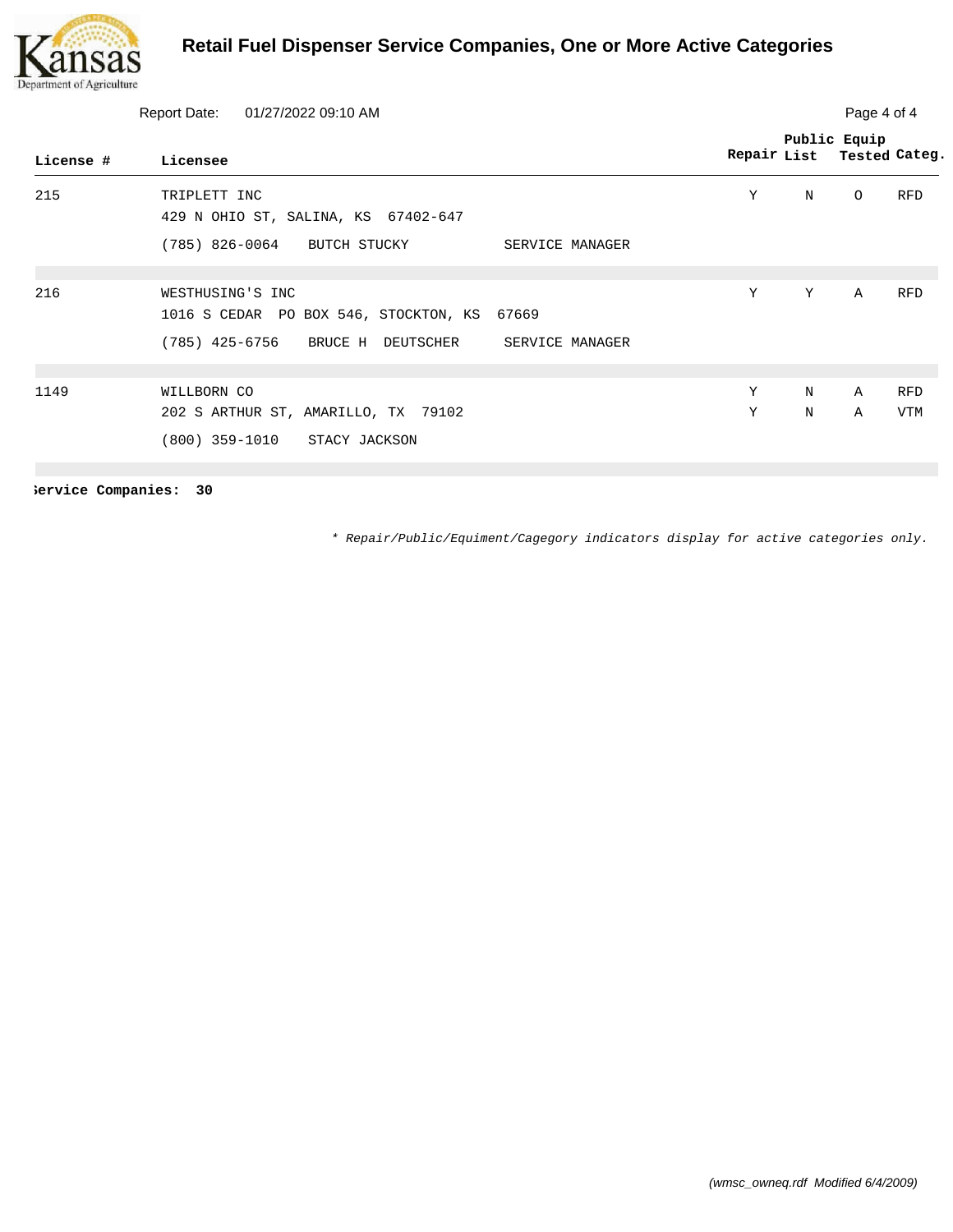# Retail Fuel Dispenser Service Companies, One or More Active Categories

Report Date: 01/27/2022 09:10 AM

| License # | Licensee | | | Repair | Public List | Equip Tested | Categ. |
|---|---|---|---|---|---|---|---|
| 215 | TRIPLETT INC | | | Y | N | O | RFD |
| | 429 N OHIO ST, SALINA, KS 67402-647 | | | | | | |
| | (785) 826-0064 | BUTCH STUCKY | SERVICE MANAGER | | | | |
| 216 | WESTHUSING'S INC | | | Y | Y | A | RFD |
| | 1016 S CEDAR PO BOX 546, STOCKTON, KS 67669 | | | | | | |
| | (785) 425-6756 | BRUCE H DEUTSCHER | SERVICE MANAGER | | | | |
| 1149 | WILLBORN CO | | | Y | N | A | RFD |
| | 202 S ARTHUR ST, AMARILLO, TX 79102 | | | Y | N | A | VTM |
| | (800) 359-1010 | STACY JACKSON | | | | | |

**Service Companies: 30**

*\* Repair/Public/Equiment/Cagegory indicators display for active categories only.*

*(wmsc_owneq.rdf Modified 6/4/2009)*